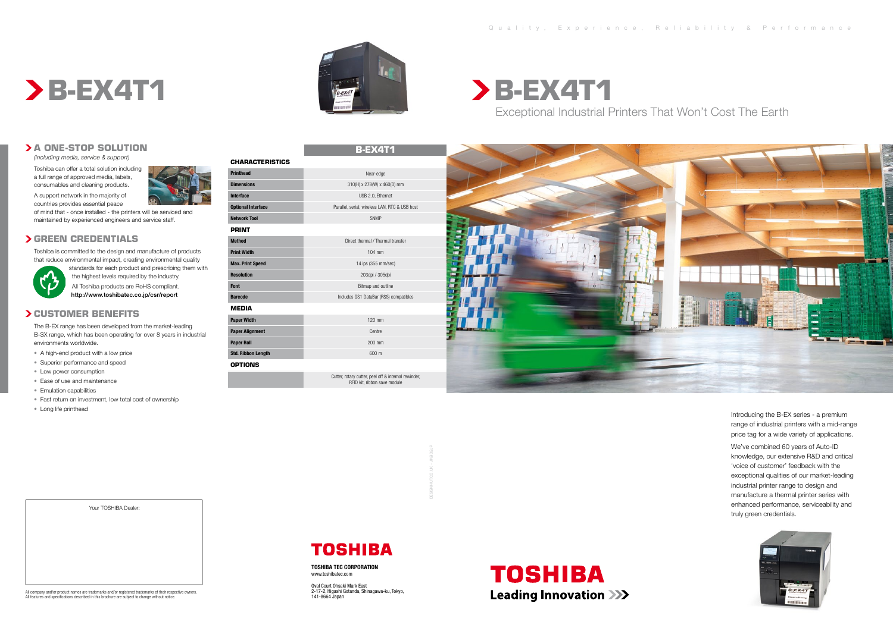# B-EX4T1

## A ONE-STOP SOLUTION

*(including media, service & support)*

Toshiba can offer a total solution including a full range of approved media, labels, consumables and cleaning products.

A support network in the majority of countries provides essential peace of mind that - once installed - the printers will be serviced and maintained by experienced engineers and service staff.

## GREEN CREDENTIALS

Toshiba is committed to the design and manufacture of products that reduce environmental impact, creating environmental quality standards for each product and prescribing them with the highest levels required by the industry.

All Toshiba products are RoHS compliant.

**http://www.toshibatec.co.jp/csr/report**

## CUSTOMER BENEFITS

The B-EX range has been developed from the market-leading B-SX range, which has been operating for over 8 years in industrial environments worldwide.

- A high-end product with a low price
- Superior performance and speed
- Low power consumption
- Ease of use and maintenance
- Emulation capabilities
- Fast return on investment, low total cost of ownership
- Long life printhead

Your TOSHIBA Dealer:

All company and/or product names are trademarks and/or registered trademarks of their respective owners.
All features and specifications described in this brochure are subject to change without notice.

| | B-EX4T1 |
|---|---|
| **CHARACTERISTICS** | |
| **Printhead** | Near-edge |
| **Dimensions** | 310(H) x 278(W) x 460(D) mm |
| **Interface** | USB 2.0, Ethernet |
| **Optional Interface** | Parallel, serial, wireless LAN, RTC & USB host |
| **Network Tool** | SNMP |
| **PRINT** | |
| **Method** | Direct thermal / Thermal transfer |
| **Print Width** | 104 mm |
| **Max. Print Speed** | 14 ips (355 mm/sec) |
| **Resolution** | 203dpi / 305dpi |
| **Font** | Bitmap and outline |
| **Barcode** | Includes GS1 DataBar (RSS) compatibles |
| **MEDIA** | |
| **Paper Width** | 120 mm |
| **Paper Alignment** | Centre |
| **Paper Roll** | 200 mm |
| **Std. Ribbon Length** | 600 m |
| **OPTIONS** | |
| | Cutter, rotary cutter, peel off & internal rewinder, RFID kit, ribbon save module |

**TOSHIBA**

**TOSHIBA TEC CORPORATION**
www.toshibatec.com

Oval Court Ohsaki Mark East
2-17-2, Higashi Gotanda, Shinagawa-ku, Tokyo,
141-8664 Japan

Quality, Experience, Reliability & Performance

# B-EX4T1

Exceptional Industrial Printers That Won't Cost The Earth

Introducing the B-EX series - a premium range of industrial printers with a mid-range price tag for a wide variety of applications.

We've combined 60 years of Auto-ID knowledge, our extensive R&D and critical 'voice of customer' feedback with the exceptional qualities of our market-leading industrial printer range to design and manufacture a thermal printer series with enhanced performance, serviceability and truly green credentials.

**TOSHIBA**
**Leading Innovation**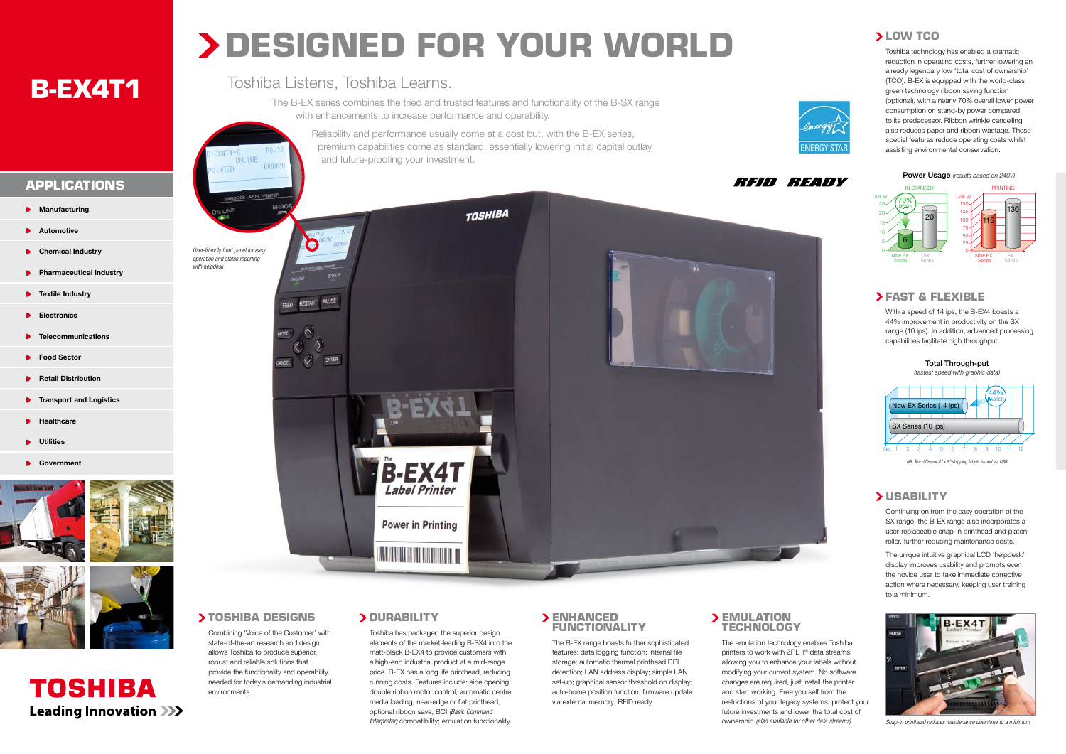# B-EX4T1

## APPLICATIONS

- Manufacturing
- Automotive
- Chemical Industry
- Pharmaceutical Industry
- Textile Industry
- Electronics
- Telecommunications
- Food Sector
- Retail Distribution
- Transport and Logistics
- Healthcare
- Utilities
- Government

**TOSHIBA**
Leading Innovation >>>

# > DESIGNED FOR YOUR WORLD

## Toshiba Listens, Toshiba Learns.

The B-EX series combines the tried and trusted features and functionality of the B-SX range with enhancements to increase performance and operability.

Reliability and performance usually come at a cost but, with the B-EX series, premium capabilities come as standard, essentially lowering initial capital outlay and future-proofing your investment.

*User-friendly front panel for easy operation and status reporting with helpdesk*

ENERGY STAR

RFID READY

## > LOW TCO

Toshiba technology has enabled a dramatic reduction in operating costs, further lowering an already legendary low 'total cost of ownership' (TCO). B-EX is equipped with the world-class green technology ribbon saving function (optional), with a nearly 70% overall lower power consumption on stand-by power compared to its predecessor. Ribbon wrinkle cancelling also reduces paper and ribbon wastage. These special features reduce operating costs whilst assisting environmental conservation.

**Power Usage** *(results based on 240V)*

IN STANDBY
Unit: W
25
20
15
10
5
0
70% DOWN
6
20
New EX Series
SX Series

PRINTING
Unit: W
150
125
100
75
50
25
0
115
130
New EX Series
SX Series

## > FAST & FLEXIBLE

With a speed of 14 ips, the B-EX4 boasts a 44% improvement in productivity on the SX range (10 ips). In addition, advanced processing capabilities facilitate high throughput.

**Total Through-put**
*(fastest speed with graphic data)*

44% FASTER
New EX Series (14 ips)
SX Series (10 ips)
Sec. 1 2 3 4 5 6 7 8 9 10 11 12

*NB: Ten different 4" x 6" shipping labels issued via USB*

## > USABILITY

Continuing on from the easy operation of the SX range, the B-EX range also incorporates a user-replaceable snap-in printhead and platen roller, further reducing maintenance costs.

The unique intuitive graphical LCD 'helpdesk' display improves usability and prompts even the novice user to take immediate corrective action where necessary, keeping user training to a minimum.

*Snap-in printhead reduces maintenance downtime to a minimum*

## > TOSHIBA DESIGNS

Combining 'Voice of the Customer' with state-of-the-art research and design allows Toshiba to produce superior, robust and reliable solutions that provide the functionality and operability needed for today's demanding industrial environments.

## > DURABILITY

Toshiba has packaged the superior design elements of the market-leading B-SX4 into the matt-black B-EX4 to provide customers with a high-end industrial product at a mid-range price. B-EX has a long life printhead, reducing running costs. Features include: side opening; double ribbon motor control; automatic centre media loading; near-edge or flat printhead; optional ribbon save; BCI *(Basic Command Interpreter)* compatibility; emulation functionality.

## > ENHANCED FUNCTIONALITY

The B-EX range boasts further sophisticated features: data logging function; internal file storage; automatic thermal printhead DPI detection; LAN address display; simple LAN set-up; graphical sensor threshold on display; auto-home position function; firmware update via external memory; RFID ready.

## > EMULATION TECHNOLOGY

The emulation technology enables Toshiba printers to work with ZPL II® data streams allowing you to enhance your labels without modifying your current system. No software changes are required, just install the printer and start working. Free yourself from the restrictions of your legacy systems, protect your future investments and lower the total cost of ownership *(also available for other data streams)*.